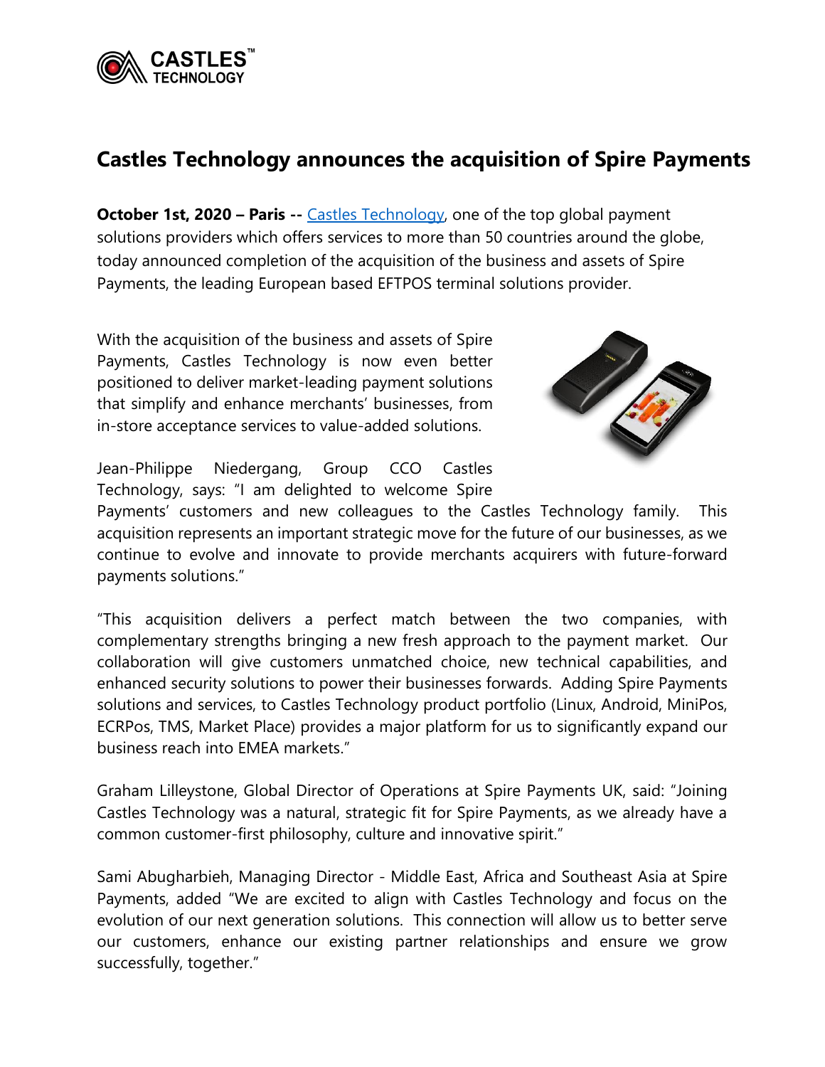# Castles Technology announces the acquisition of Spire Payments

**October 1st, 2020 – Paris --** [Castles Technology](), one of the top global payment solutions providers which offers services to more than 50 countries around the globe, today announced completion of the acquisition of the business and assets of Spire Payments, the leading European based EFTPOS terminal solutions provider.

With the acquisition of the business and assets of Spire Payments, Castles Technology is now even better positioned to deliver market-leading payment solutions that simplify and enhance merchants' businesses, from in-store acceptance services to value-added solutions.

Jean-Philippe Niedergang, Group CCO Castles Technology, says: "I am delighted to welcome Spire Payments' customers and new colleagues to the Castles Technology family. This acquisition represents an important strategic move for the future of our businesses, as we continue to evolve and innovate to provide merchants acquirers with future-forward payments solutions."

"This acquisition delivers a perfect match between the two companies, with complementary strengths bringing a new fresh approach to the payment market. Our collaboration will give customers unmatched choice, new technical capabilities, and enhanced security solutions to power their businesses forwards. Adding Spire Payments solutions and services, to Castles Technology product portfolio (Linux, Android, MiniPos, ECRPos, TMS, Market Place) provides a major platform for us to significantly expand our business reach into EMEA markets."

Graham Lilleystone, Global Director of Operations at Spire Payments UK, said: "Joining Castles Technology was a natural, strategic fit for Spire Payments, as we already have a common customer-first philosophy, culture and innovative spirit."

Sami Abugharbieh, Managing Director - Middle East, Africa and Southeast Asia at Spire Payments, added "We are excited to align with Castles Technology and focus on the evolution of our next generation solutions. This connection will allow us to better serve our customers, enhance our existing partner relationships and ensure we grow successfully, together."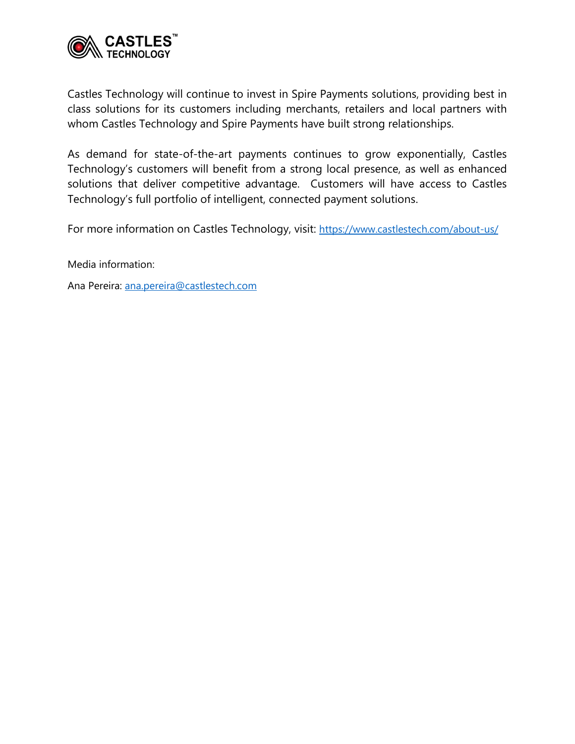Castles Technology will continue to invest in Spire Payments solutions, providing best in class solutions for its customers including merchants, retailers and local partners with whom Castles Technology and Spire Payments have built strong relationships.

As demand for state-of-the-art payments continues to grow exponentially, Castles Technology's customers will benefit from a strong local presence, as well as enhanced solutions that deliver competitive advantage. Customers will have access to Castles Technology's full portfolio of intelligent, connected payment solutions.

For more information on Castles Technology, visit: [https://www.castlestech.com/about-us/](https://www.castlestech.com/about-us/)

Media information:

Ana Pereira: [ana.pereira@castlestech.com](mailto:ana.pereira@castlestech.com)